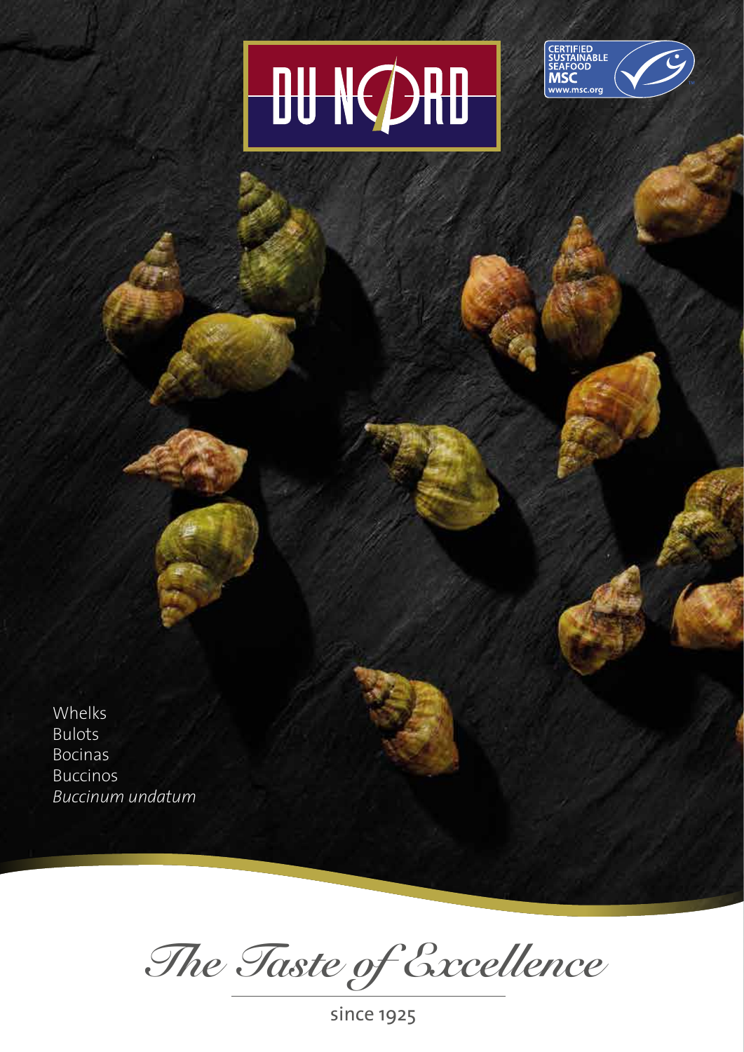DU NORD

CERTIFIED SUSTAINABLE SEAFOOD MSC www.msc.org

Whelks
Bulots
Bocinas
Buccinos
*Buccinum undatum*

*The Taste of Excellence*

since 1925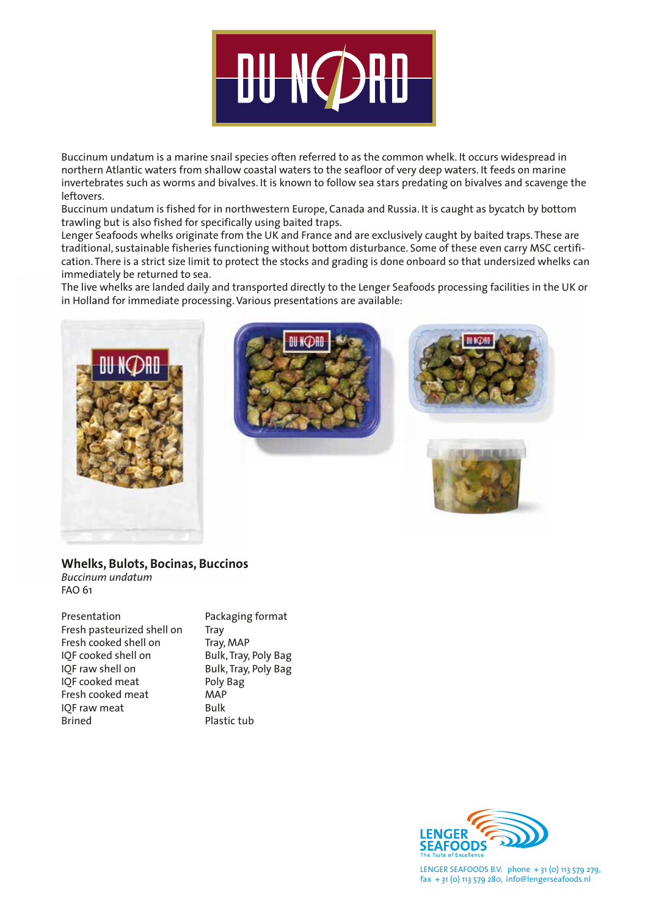Buccinum undatum is a marine snail species often referred to as the common whelk. It occurs widespread in northern Atlantic waters from shallow coastal waters to the seafloor of very deep waters. It feeds on marine invertebrates such as worms and bivalves. It is known to follow sea stars predating on bivalves and scavenge the leftovers.
Buccinum undatum is fished for in northwestern Europe, Canada and Russia. It is caught as bycatch by bottom trawling but is also fished for specifically using baited traps.
Lenger Seafoods whelks originate from the UK and France and are exclusively caught by baited traps. These are traditional, sustainable fisheries functioning without bottom disturbance. Some of these even carry MSC certification. There is a strict size limit to protect the stocks and grading is done onboard so that undersized whelks can immediately be returned to sea.
The live whelks are landed daily and transported directly to the Lenger Seafoods processing facilities in the UK or in Holland for immediate processing. Various presentations are available:

## Whelks, Bulots, Bocinas, Buccinos

*Buccinum undatum*
FAO 61

| Presentation | Packaging format |
|---|---|
| Fresh pasteurized shell on | Tray |
| Fresh cooked shell on | Tray, MAP |
| IQF cooked shell on | Bulk, Tray, Poly Bag |
| IQF raw shell on | Bulk, Tray, Poly Bag |
| IQF cooked meat | Poly Bag |
| Fresh cooked meat | MAP |
| IQF raw meat | Bulk |
| Brined | Plastic tub |

LENGER SEAFOODS B.V. phone + 31 (0) 113 579 279, fax + 31 (0) 113 579 280, info@lengerseafoods.nl